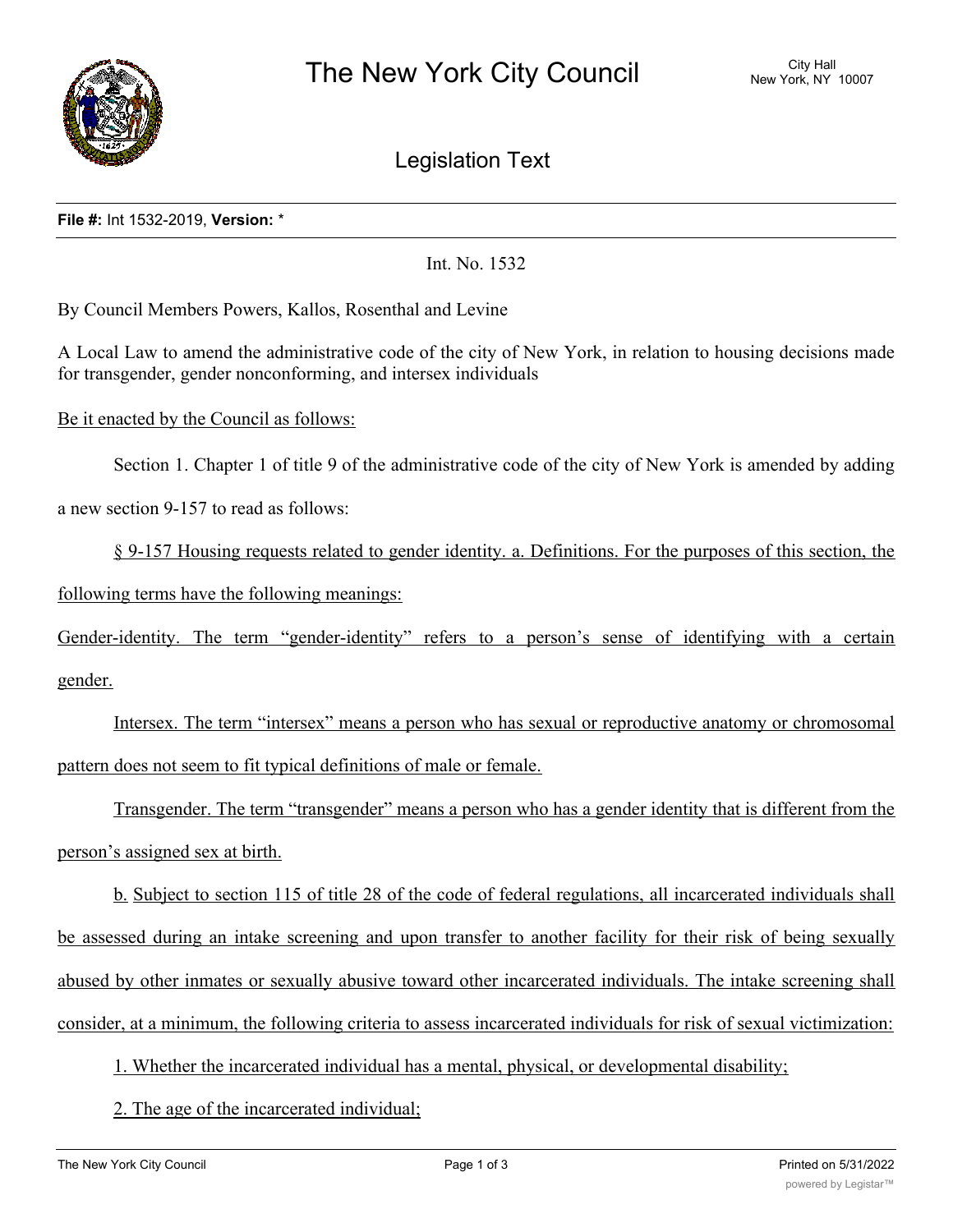# The New York City Council

City Hall
New York, NY 10007

## Legislation Text

**File #:** Int 1532-2019, **Version:** *

Int. No. 1532

By Council Members Powers, Kallos, Rosenthal and Levine

A Local Law to amend the administrative code of the city of New York, in relation to housing decisions made for transgender, gender nonconforming, and intersex individuals

Be it enacted by the Council as follows:

Section 1. Chapter 1 of title 9 of the administrative code of the city of New York is amended by adding a new section 9-157 to read as follows:

§ 9-157 Housing requests related to gender identity. a. Definitions. For the purposes of this section, the following terms have the following meanings:

Gender-identity. The term "gender-identity" refers to a person's sense of identifying with a certain gender.

Intersex. The term "intersex" means a person who has sexual or reproductive anatomy or chromosomal pattern does not seem to fit typical definitions of male or female.

Transgender. The term "transgender" means a person who has a gender identity that is different from the person's assigned sex at birth.

b. Subject to section 115 of title 28 of the code of federal regulations, all incarcerated individuals shall be assessed during an intake screening and upon transfer to another facility for their risk of being sexually abused by other inmates or sexually abusive toward other incarcerated individuals. The intake screening shall consider, at a minimum, the following criteria to assess incarcerated individuals for risk of sexual victimization:

1. Whether the incarcerated individual has a mental, physical, or developmental disability;

2. The age of the incarcerated individual;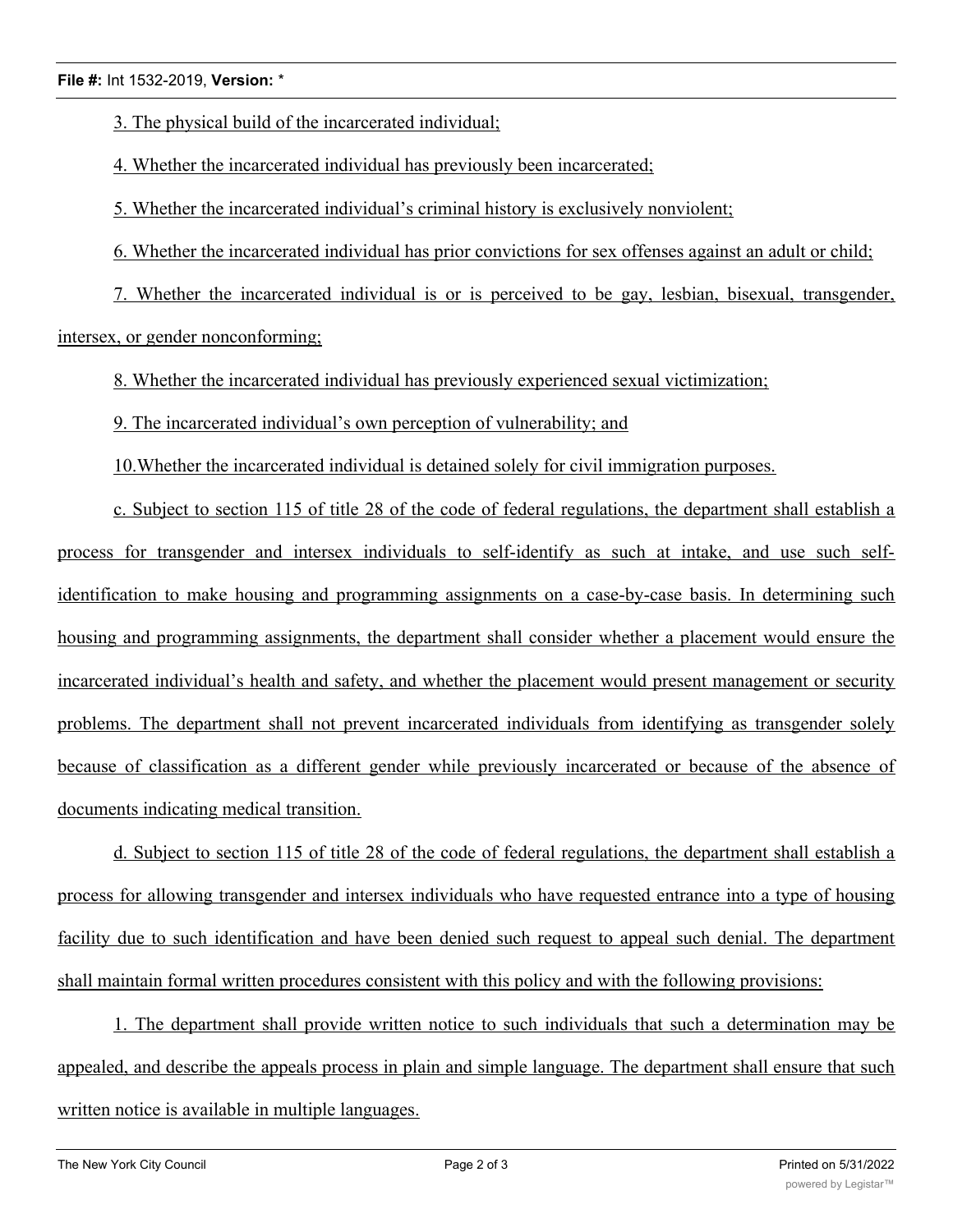3. The physical build of the incarcerated individual;

4. Whether the incarcerated individual has previously been incarcerated;

5. Whether the incarcerated individual's criminal history is exclusively nonviolent;

6. Whether the incarcerated individual has prior convictions for sex offenses against an adult or child;

7. Whether the incarcerated individual is or is perceived to be gay, lesbian, bisexual, transgender, intersex, or gender nonconforming;

8. Whether the incarcerated individual has previously experienced sexual victimization;

9. The incarcerated individual's own perception of vulnerability; and

10.Whether the incarcerated individual is detained solely for civil immigration purposes.

c. Subject to section 115 of title 28 of the code of federal regulations, the department shall establish a process for transgender and intersex individuals to self-identify as such at intake, and use such self-identification to make housing and programming assignments on a case-by-case basis. In determining such housing and programming assignments, the department shall consider whether a placement would ensure the incarcerated individual's health and safety, and whether the placement would present management or security problems. The department shall not prevent incarcerated individuals from identifying as transgender solely because of classification as a different gender while previously incarcerated or because of the absence of documents indicating medical transition.

d. Subject to section 115 of title 28 of the code of federal regulations, the department shall establish a process for allowing transgender and intersex individuals who have requested entrance into a type of housing facility due to such identification and have been denied such request to appeal such denial. The department shall maintain formal written procedures consistent with this policy and with the following provisions:

1. The department shall provide written notice to such individuals that such a determination may be appealed, and describe the appeals process in plain and simple language. The department shall ensure that such written notice is available in multiple languages.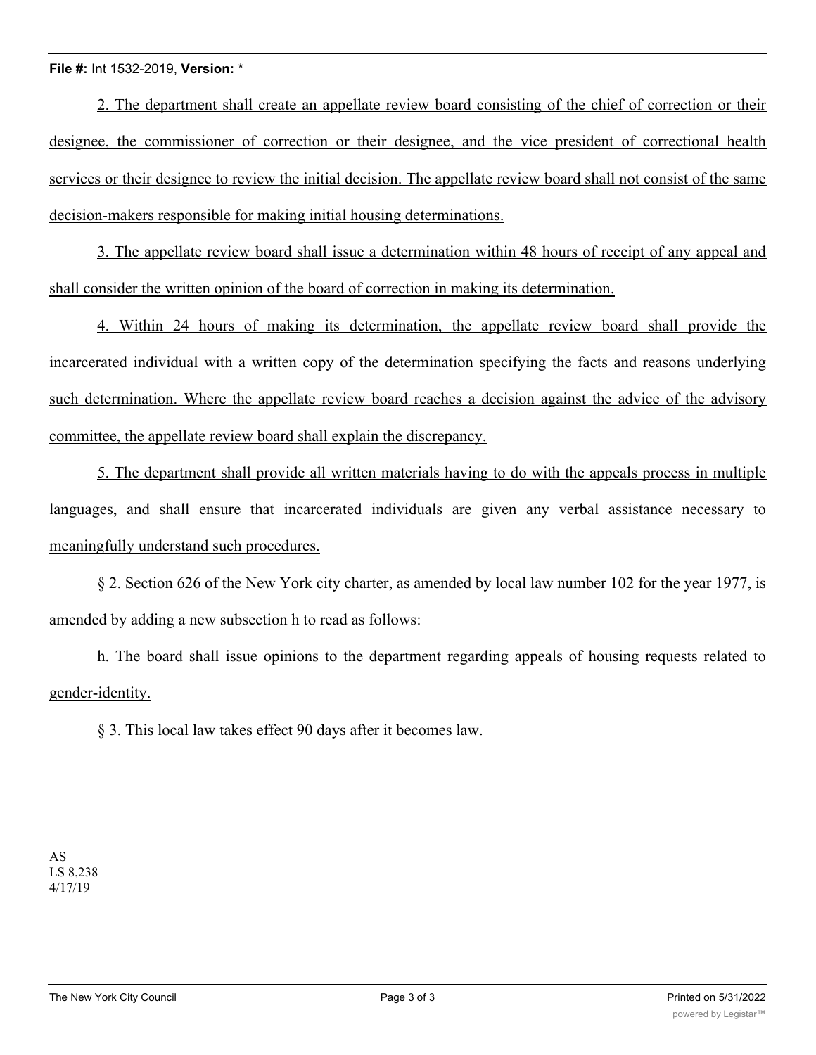2. The department shall create an appellate review board consisting of the chief of correction or their designee, the commissioner of correction or their designee, and the vice president of correctional health services or their designee to review the initial decision. The appellate review board shall not consist of the same decision-makers responsible for making initial housing determinations.

3. The appellate review board shall issue a determination within 48 hours of receipt of any appeal and shall consider the written opinion of the board of correction in making its determination.

4. Within 24 hours of making its determination, the appellate review board shall provide the incarcerated individual with a written copy of the determination specifying the facts and reasons underlying such determination. Where the appellate review board reaches a decision against the advice of the advisory committee, the appellate review board shall explain the discrepancy.

5. The department shall provide all written materials having to do with the appeals process in multiple languages, and shall ensure that incarcerated individuals are given any verbal assistance necessary to meaningfully understand such procedures.

§ 2. Section 626 of the New York city charter, as amended by local law number 102 for the year 1977, is amended by adding a new subsection h to read as follows:

h. The board shall issue opinions to the department regarding appeals of housing requests related to gender-identity.

§ 3. This local law takes effect 90 days after it becomes law.

AS
LS 8,238
4/17/19